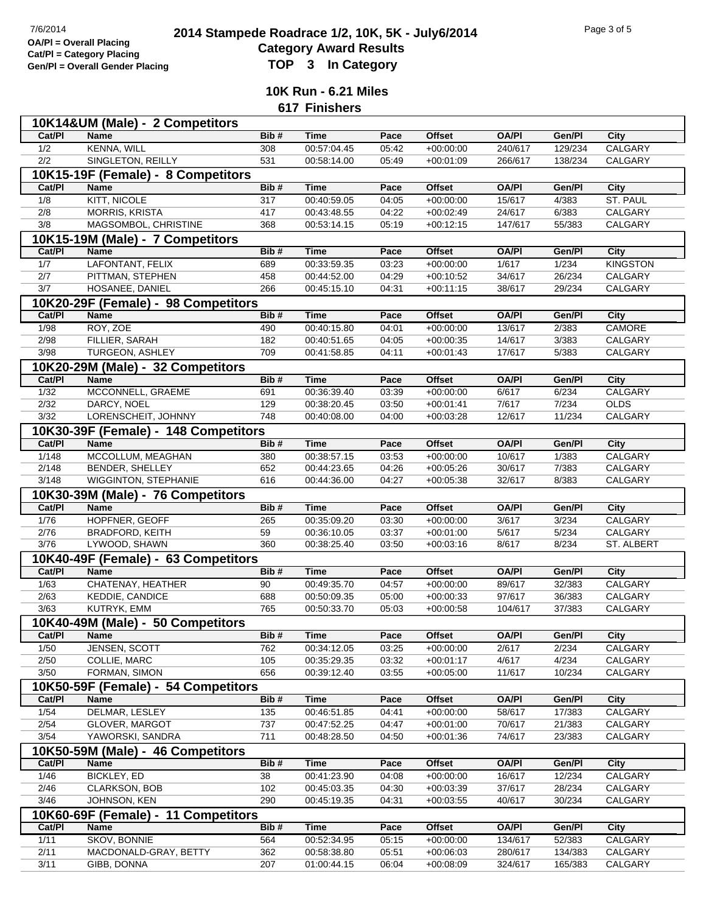7/6/2014

**OA/Pl = Overall Placing**
**Cat/Pl = Category Placing**
**Gen/Pl = Overall Gender Placing**

# 2014 Stampede Roadrace 1/2, 10K, 5K - July6/2014

## Category Award Results

## TOP 3 In Category

### 10K Run - 6.21 Miles

### 617 Finishers

**10K14&UM (Male) - 2 Competitors**

| Cat/Pl | Name | Bib # | Time | Pace | Offset | OA/Pl | Gen/Pl | City |
|---|---|---|---|---|---|---|---|---|
| 1/2 | KENNA, WILL | 308 | 00:57:04.45 | 05:42 | +00:00:00 | 240/617 | 129/234 | CALGARY |
| 2/2 | SINGLETON, REILLY | 531 | 00:58:14.00 | 05:49 | +00:01:09 | 266/617 | 138/234 | CALGARY |

**10K15-19F (Female) - 8 Competitors**

| Cat/Pl | Name | Bib # | Time | Pace | Offset | OA/Pl | Gen/Pl | City |
|---|---|---|---|---|---|---|---|---|
| 1/8 | KITT, NICOLE | 317 | 00:40:59.05 | 04:05 | +00:00:00 | 15/617 | 4/383 | ST. PAUL |
| 2/8 | MORRIS, KRISTA | 417 | 00:43:48.55 | 04:22 | +00:02:49 | 24/617 | 6/383 | CALGARY |
| 3/8 | MAGSOMBOL, CHRISTINE | 368 | 00:53:14.15 | 05:19 | +00:12:15 | 147/617 | 55/383 | CALGARY |

**10K15-19M (Male) - 7 Competitors**

| Cat/Pl | Name | Bib # | Time | Pace | Offset | OA/Pl | Gen/Pl | City |
|---|---|---|---|---|---|---|---|---|
| 1/7 | LAFONTANT, FELIX | 689 | 00:33:59.35 | 03:23 | +00:00:00 | 1/617 | 1/234 | KINGSTON |
| 2/7 | PITTMAN, STEPHEN | 458 | 00:44:52.00 | 04:29 | +00:10:52 | 34/617 | 26/234 | CALGARY |
| 3/7 | HOSANEE, DANIEL | 266 | 00:45:15.10 | 04:31 | +00:11:15 | 38/617 | 29/234 | CALGARY |

**10K20-29F (Female) - 98 Competitors**

| Cat/Pl | Name | Bib # | Time | Pace | Offset | OA/Pl | Gen/Pl | City |
|---|---|---|---|---|---|---|---|---|
| 1/98 | ROY, ZOE | 490 | 00:40:15.80 | 04:01 | +00:00:00 | 13/617 | 2/383 | CAMORE |
| 2/98 | FILLIER, SARAH | 182 | 00:40:51.65 | 04:05 | +00:00:35 | 14/617 | 3/383 | CALGARY |
| 3/98 | TURGEON, ASHLEY | 709 | 00:41:58.85 | 04:11 | +00:01:43 | 17/617 | 5/383 | CALGARY |

**10K20-29M (Male) - 32 Competitors**

| Cat/Pl | Name | Bib # | Time | Pace | Offset | OA/Pl | Gen/Pl | City |
|---|---|---|---|---|---|---|---|---|
| 1/32 | MCCONNELL, GRAEME | 691 | 00:36:39.40 | 03:39 | +00:00:00 | 6/617 | 6/234 | CALGARY |
| 2/32 | DARCY, NOEL | 129 | 00:38:20.45 | 03:50 | +00:01:41 | 7/617 | 7/234 | OLDS |
| 3/32 | LORENSCHEIT, JOHNNY | 748 | 00:40:08.00 | 04:00 | +00:03:28 | 12/617 | 11/234 | CALGARY |

**10K30-39F (Female) - 148 Competitors**

| Cat/Pl | Name | Bib # | Time | Pace | Offset | OA/Pl | Gen/Pl | City |
|---|---|---|---|---|---|---|---|---|
| 1/148 | MCCOLLUM, MEAGHAN | 380 | 00:38:57.15 | 03:53 | +00:00:00 | 10/617 | 1/383 | CALGARY |
| 2/148 | BENDER, SHELLEY | 652 | 00:44:23.65 | 04:26 | +00:05:26 | 30/617 | 7/383 | CALGARY |
| 3/148 | WIGGINTON, STEPHANIE | 616 | 00:44:36.00 | 04:27 | +00:05:38 | 32/617 | 8/383 | CALGARY |

**10K30-39M (Male) - 76 Competitors**

| Cat/Pl | Name | Bib # | Time | Pace | Offset | OA/Pl | Gen/Pl | City |
|---|---|---|---|---|---|---|---|---|
| 1/76 | HOPFNER, GEOFF | 265 | 00:35:09.20 | 03:30 | +00:00:00 | 3/617 | 3/234 | CALGARY |
| 2/76 | BRADFORD, KEITH | 59 | 00:36:10.05 | 03:37 | +00:01:00 | 5/617 | 5/234 | CALGARY |
| 3/76 | LYWOOD, SHAWN | 360 | 00:38:25.40 | 03:50 | +00:03:16 | 8/617 | 8/234 | ST. ALBERT |

**10K40-49F (Female) - 63 Competitors**

| Cat/Pl | Name | Bib # | Time | Pace | Offset | OA/Pl | Gen/Pl | City |
|---|---|---|---|---|---|---|---|---|
| 1/63 | CHATENAY, HEATHER | 90 | 00:49:35.70 | 04:57 | +00:00:00 | 89/617 | 32/383 | CALGARY |
| 2/63 | KEDDIE, CANDICE | 688 | 00:50:09.35 | 05:00 | +00:00:33 | 97/617 | 36/383 | CALGARY |
| 3/63 | KUTRYK, EMM | 765 | 00:50:33.70 | 05:03 | +00:00:58 | 104/617 | 37/383 | CALGARY |

**10K40-49M (Male) - 50 Competitors**

| Cat/Pl | Name | Bib # | Time | Pace | Offset | OA/Pl | Gen/Pl | City |
|---|---|---|---|---|---|---|---|---|
| 1/50 | JENSEN, SCOTT | 762 | 00:34:12.05 | 03:25 | +00:00:00 | 2/617 | 2/234 | CALGARY |
| 2/50 | COLLIE, MARC | 105 | 00:35:29.35 | 03:32 | +00:01:17 | 4/617 | 4/234 | CALGARY |
| 3/50 | FORMAN, SIMON | 656 | 00:39:12.40 | 03:55 | +00:05:00 | 11/617 | 10/234 | CALGARY |

**10K50-59F (Female) - 54 Competitors**

| Cat/Pl | Name | Bib # | Time | Pace | Offset | OA/Pl | Gen/Pl | City |
|---|---|---|---|---|---|---|---|---|
| 1/54 | DELMAR, LESLEY | 135 | 00:46:51.85 | 04:41 | +00:00:00 | 58/617 | 17/383 | CALGARY |
| 2/54 | GLOVER, MARGOT | 737 | 00:47:52.25 | 04:47 | +00:01:00 | 70/617 | 21/383 | CALGARY |
| 3/54 | YAWORSKI, SANDRA | 711 | 00:48:28.50 | 04:50 | +00:01:36 | 74/617 | 23/383 | CALGARY |

**10K50-59M (Male) - 46 Competitors**

| Cat/Pl | Name | Bib # | Time | Pace | Offset | OA/Pl | Gen/Pl | City |
|---|---|---|---|---|---|---|---|---|
| 1/46 | BICKLEY, ED | 38 | 00:41:23.90 | 04:08 | +00:00:00 | 16/617 | 12/234 | CALGARY |
| 2/46 | CLARKSON, BOB | 102 | 00:45:03.35 | 04:30 | +00:03:39 | 37/617 | 28/234 | CALGARY |
| 3/46 | JOHNSON, KEN | 290 | 00:45:19.35 | 04:31 | +00:03:55 | 40/617 | 30/234 | CALGARY |

**10K60-69F (Female) - 11 Competitors**

| Cat/Pl | Name | Bib # | Time | Pace | Offset | OA/Pl | Gen/Pl | City |
|---|---|---|---|---|---|---|---|---|
| 1/11 | SKOV, BONNIE | 564 | 00:52:34.95 | 05:15 | +00:00:00 | 134/617 | 52/383 | CALGARY |
| 2/11 | MACDONALD-GRAY, BETTY | 362 | 00:58:38.80 | 05:51 | +00:06:03 | 280/617 | 134/383 | CALGARY |
| 3/11 | GIBB, DONNA | 207 | 01:00:44.15 | 06:04 | +00:08:09 | 324/617 | 165/383 | CALGARY |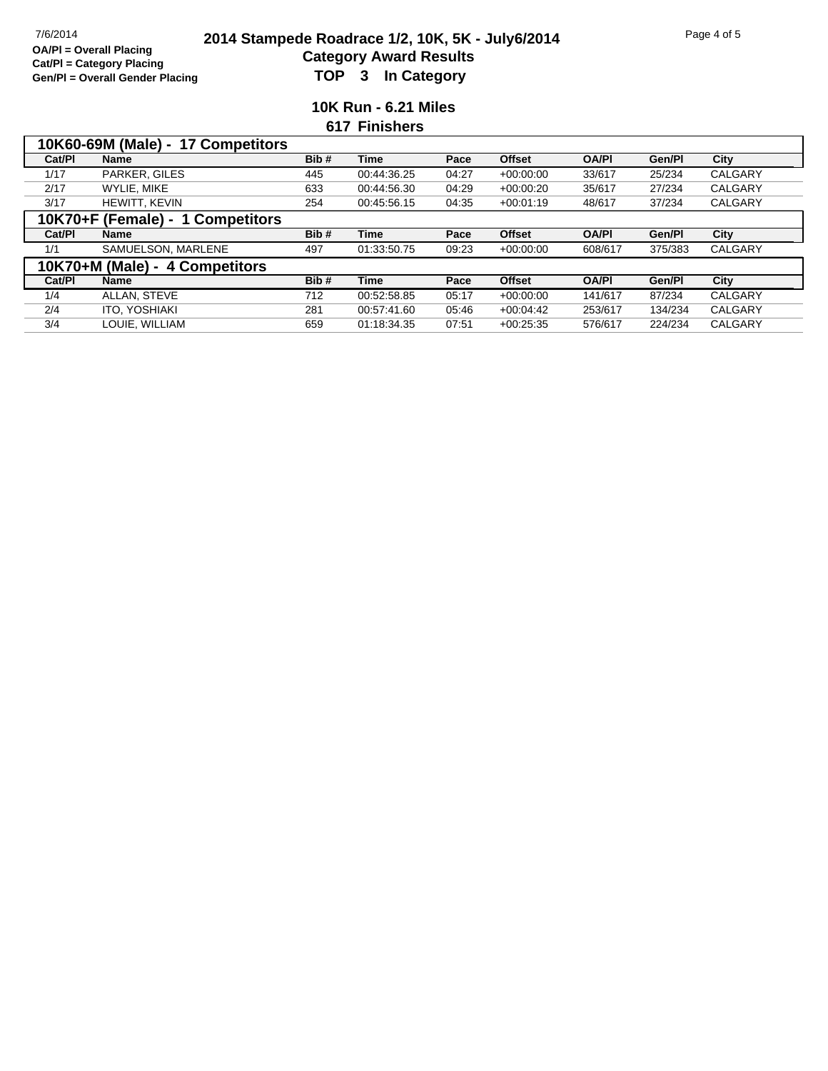# 2014 Stampede Roadrace 1/2, 10K, 5K - July6/2014

**Category Award Results**

**TOP 3 In Category**

7/6/2014

**OA/Pl = Overall Placing**
**Cat/Pl = Category Placing**
**Gen/Pl = Overall Gender Placing**

## 10K Run - 6.21 Miles

## 617 Finishers

### 10K60-69M (Male) - 17 Competitors

| Cat/Pl | Name | Bib # | Time | Pace | Offset | OA/Pl | Gen/Pl | City |
|---|---|---|---|---|---|---|---|---|
| 1/17 | PARKER, GILES | 445 | 00:44:36.25 | 04:27 | +00:00:00 | 33/617 | 25/234 | CALGARY |
| 2/17 | WYLIE, MIKE | 633 | 00:44:56.30 | 04:29 | +00:00:20 | 35/617 | 27/234 | CALGARY |
| 3/17 | HEWITT, KEVIN | 254 | 00:45:56.15 | 04:35 | +00:01:19 | 48/617 | 37/234 | CALGARY |

### 10K70+F (Female) - 1 Competitors

| Cat/Pl | Name | Bib # | Time | Pace | Offset | OA/Pl | Gen/Pl | City |
|---|---|---|---|---|---|---|---|---|
| 1/1 | SAMUELSON, MARLENE | 497 | 01:33:50.75 | 09:23 | +00:00:00 | 608/617 | 375/383 | CALGARY |

### 10K70+M (Male) - 4 Competitors

| Cat/Pl | Name | Bib # | Time | Pace | Offset | OA/Pl | Gen/Pl | City |
|---|---|---|---|---|---|---|---|---|
| 1/4 | ALLAN, STEVE | 712 | 00:52:58.85 | 05:17 | +00:00:00 | 141/617 | 87/234 | CALGARY |
| 2/4 | ITO, YOSHIAKI | 281 | 00:57:41.60 | 05:46 | +00:04:42 | 253/617 | 134/234 | CALGARY |
| 3/4 | LOUIE, WILLIAM | 659 | 01:18:34.35 | 07:51 | +00:25:35 | 576/617 | 224/234 | CALGARY |